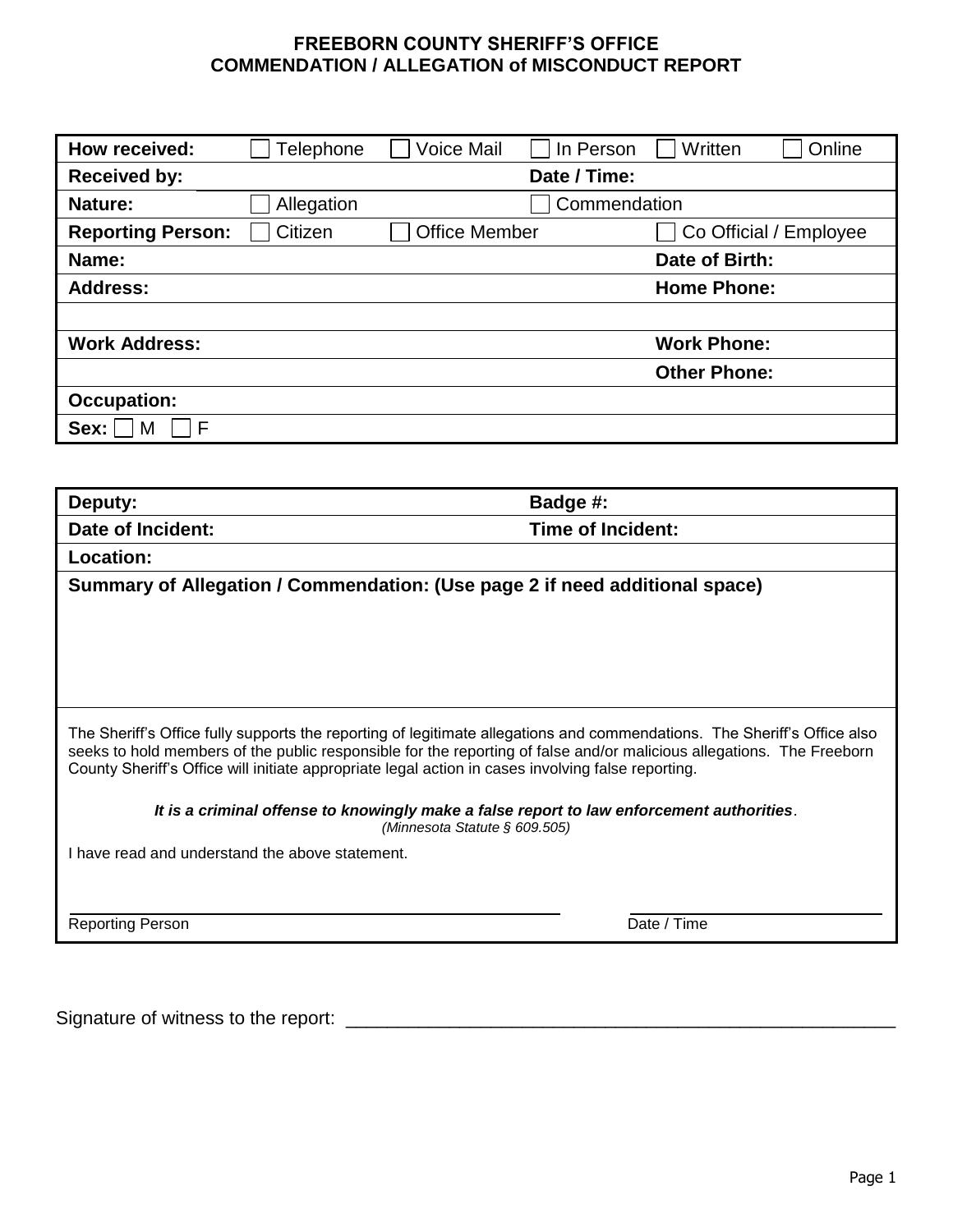# FREEBORN COUNTY SHERIFF'S OFFICE
# COMMENDATION / ALLEGATION of MISCONDUCT REPORT

| | | | | | |
|---|---|---|---|---|---|
| **How received:** | ☐ Telephone | ☐ Voice Mail | ☐ In Person | ☐ Written | ☐ Online |
| **Received by:** | | | **Date / Time:** | | |
| **Nature:** | ☐ Allegation | | ☐ Commendation | | |
| **Reporting Person:** | ☐ Citizen | ☐ Office Member | | ☐ Co Official / Employee | |
| **Name:** | | | | **Date of Birth:** | |
| **Address:** | | | | **Home Phone:** | |
| | | | | | |
| **Work Address:** | | | | **Work Phone:** | |
| | | | | **Other Phone:** | |
| **Occupation:** | | | | | |
| **Sex:** ☐ M ☐ F | | | | | |

| | |
|---|---|
| **Deputy:** | **Badge #:** |
| **Date of Incident:** | **Time of Incident:** |
| **Location:** | |
| **Summary of Allegation / Commendation: (Use page 2 if need additional space)** | |

The Sheriff's Office fully supports the reporting of legitimate allegations and commendations. The Sheriff's Office also seeks to hold members of the public responsible for the reporting of false and/or malicious allegations. The Freeborn County Sheriff's Office will initiate appropriate legal action in cases involving false reporting.

***It is a criminal offense to knowingly make a false report to law enforcement authorities*.**
*(Minnesota Statute § 609.505)*

I have read and understand the above statement.

\_\_\_\_\_\_\_\_\_\_\_\_\_\_\_\_\_\_\_\_\_\_\_\_\_\_\_\_\_\_\_\_\_\_\_\_\_\_\_\_ \_\_\_\_\_\_\_\_\_\_\_\_\_\_\_\_\_\_\_\_
Reporting Person Date / Time

Signature of witness to the report: \_\_\_\_\_\_\_\_\_\_\_\_\_\_\_\_\_\_\_\_\_\_\_\_\_\_\_\_\_\_\_\_\_\_\_\_\_\_\_\_\_\_\_\_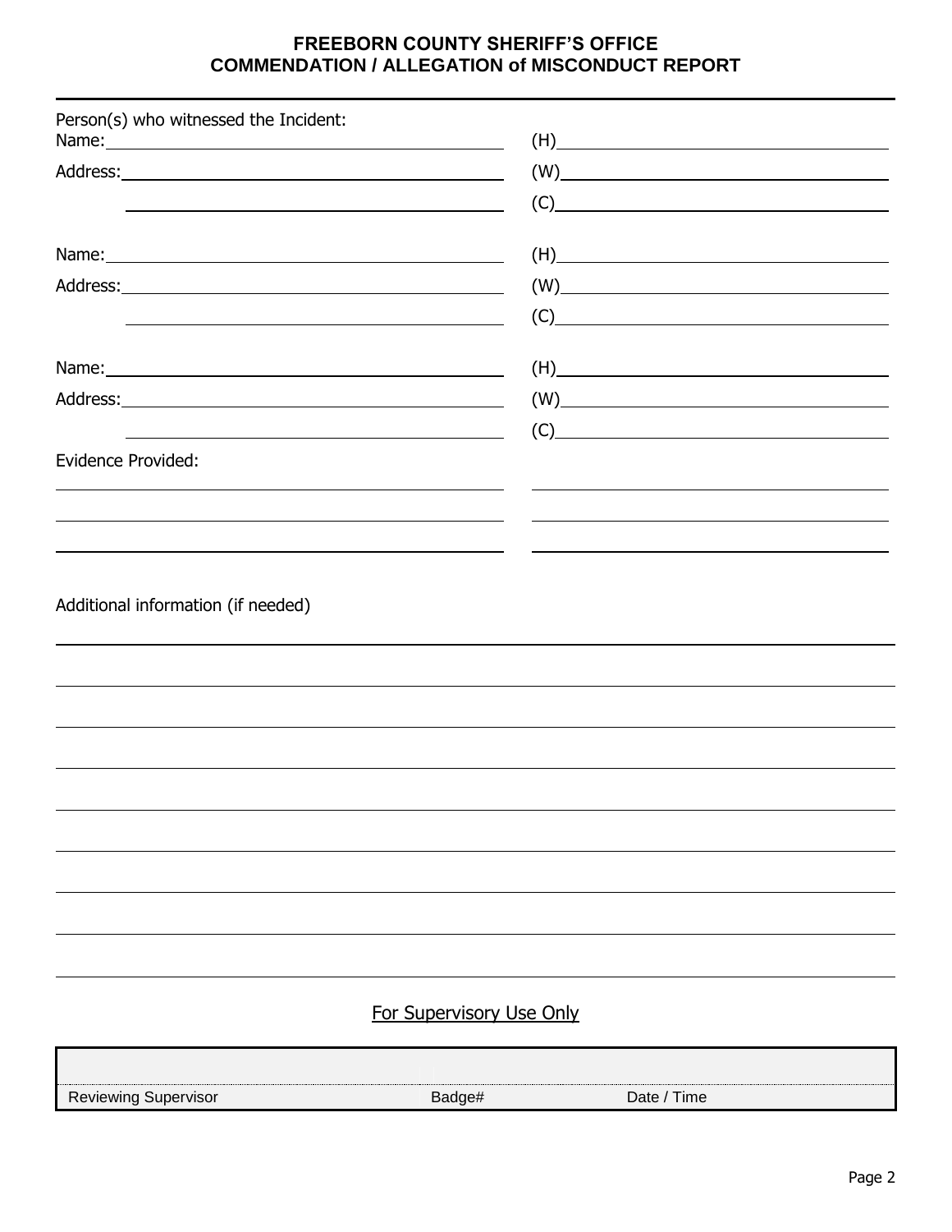**FREEBORN COUNTY SHERIFF'S OFFICE**
**COMMENDATION / ALLEGATION of MISCONDUCT REPORT**

---

Person(s) who witnessed the Incident:

Name: ______________________________ (H) ______________________________

Address: ______________________________ (W) ______________________________

______________________________ (C) ______________________________

Name: ______________________________ (H) ______________________________

Address: ______________________________ (W) ______________________________

______________________________ (C) ______________________________

Name: ______________________________ (H) ______________________________

Address: ______________________________ (W) ______________________________

______________________________ (C) ______________________________

Evidence Provided:

______________________________ ______________________________

______________________________ ______________________________

______________________________ ______________________________

Additional information (if needed)

______________________________________________________________

______________________________________________________________

______________________________________________________________

______________________________________________________________

______________________________________________________________

______________________________________________________________

______________________________________________________________

______________________________________________________________

______________________________________________________________

For Supervisory Use Only

| | | |
|---|---|---|
| | | |
| Reviewing Supervisor | Badge# | Date / Time |